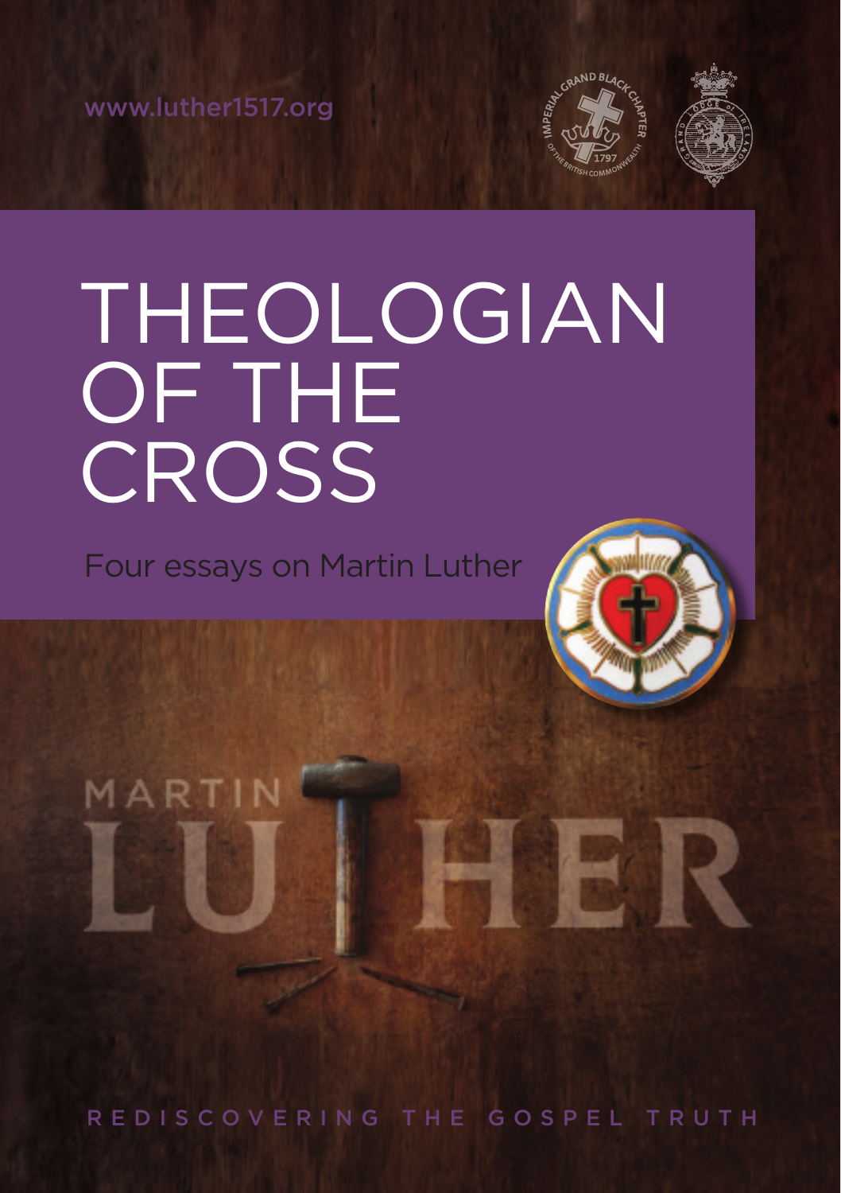www.luther1517.org

# THEOLOGIAN OF THE CROSS

Four essays on Martin Luther

MARTIN LUTHER

REDISCOVERING THE GOSPEL TRUTH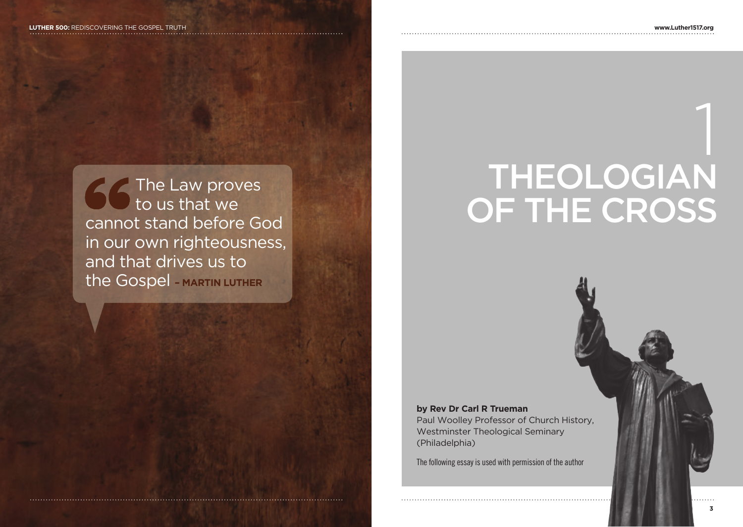> The Law proves to us that we cannot stand before God in our own righteousness, and that drives us to the Gospel – **MARTIN LUTHER**

# 1 THEOLOGIAN OF THE CROSS

**by Rev Dr Carl R Trueman**
Paul Woolley Professor of Church History, Westminster Theological Seminary (Philadelphia)

The following essay is used with permission of the author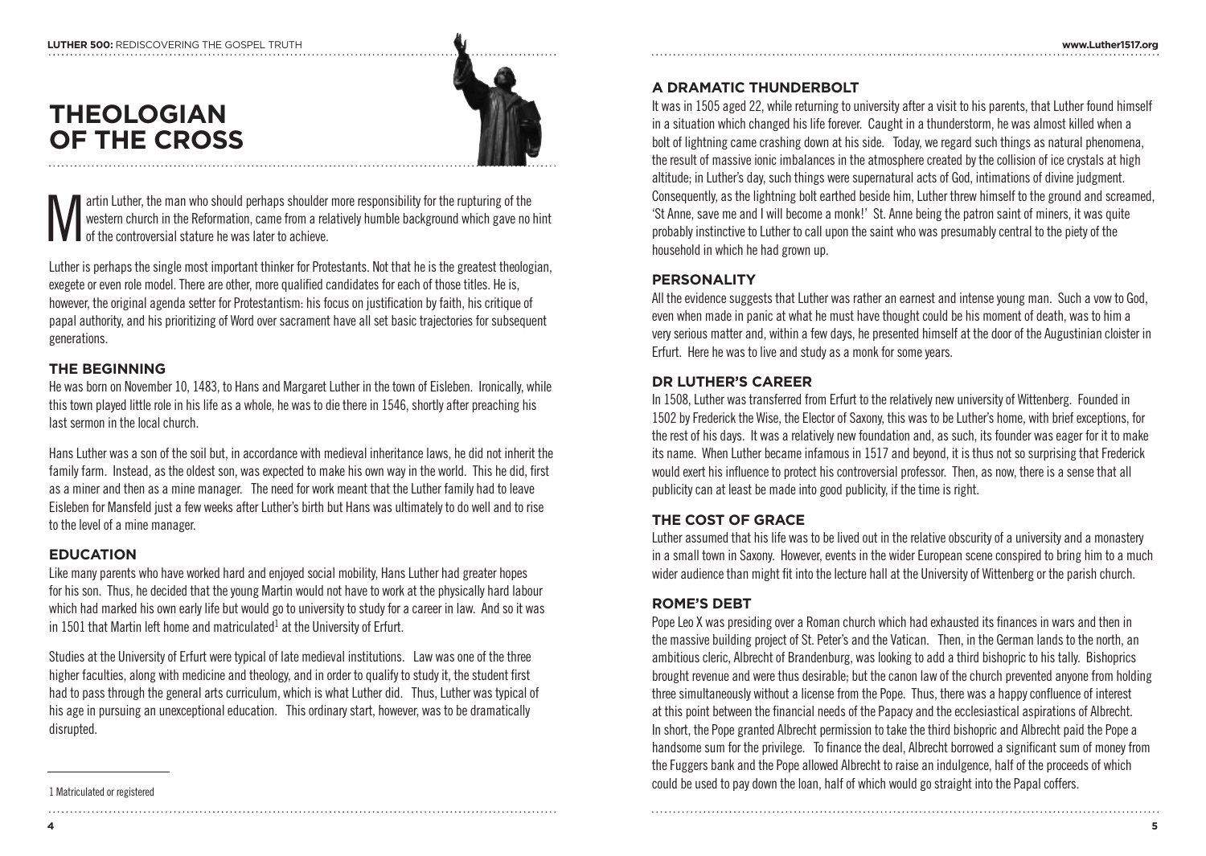# THEOLOGIAN OF THE CROSS

Martin Luther, the man who should perhaps shoulder more responsibility for the rupturing of the western church in the Reformation, came from a relatively humble background which gave no hint of the controversial stature he was later to achieve.

Luther is perhaps the single most important thinker for Protestants. Not that he is the greatest theologian, exegete or even role model. There are other, more qualified candidates for each of those titles. He is, however, the original agenda setter for Protestantism: his focus on justification by faith, his critique of papal authority, and his prioritizing of Word over sacrament have all set basic trajectories for subsequent generations.

## THE BEGINNING

He was born on November 10, 1483, to Hans and Margaret Luther in the town of Eisleben. Ironically, while this town played little role in his life as a whole, he was to die there in 1546, shortly after preaching his last sermon in the local church.

Hans Luther was a son of the soil but, in accordance with medieval inheritance laws, he did not inherit the family farm. Instead, as the oldest son, was expected to make his own way in the world. This he did, first as a miner and then as a mine manager. The need for work meant that the Luther family had to leave Eisleben for Mansfeld just a few weeks after Luther's birth but Hans was ultimately to do well and to rise to the level of a mine manager.

## EDUCATION

Like many parents who have worked hard and enjoyed social mobility, Hans Luther had greater hopes for his son. Thus, he decided that the young Martin would not have to work at the physically hard labour which had marked his own early life but would go to university to study for a career in law. And so it was in 1501 that Martin left home and matriculated[1] at the University of Erfurt.

Studies at the University of Erfurt were typical of late medieval institutions. Law was one of the three higher faculties, along with medicine and theology, and in order to qualify to study it, the student first had to pass through the general arts curriculum, which is what Luther did. Thus, Luther was typical of his age in pursuing an unexceptional education. This ordinary start, however, was to be dramatically disrupted.

1 Matriculated or registered

## A DRAMATIC THUNDERBOLT

It was in 1505 aged 22, while returning to university after a visit to his parents, that Luther found himself in a situation which changed his life forever. Caught in a thunderstorm, he was almost killed when a bolt of lightning came crashing down at his side. Today, we regard such things as natural phenomena, the result of massive ionic imbalances in the atmosphere created by the collision of ice crystals at high altitude; in Luther's day, such things were supernatural acts of God, intimations of divine judgment. Consequently, as the lightning bolt earthed beside him, Luther threw himself to the ground and screamed, 'St Anne, save me and I will become a monk!' St. Anne being the patron saint of miners, it was quite probably instinctive to Luther to call upon the saint who was presumably central to the piety of the household in which he had grown up.

## PERSONALITY

All the evidence suggests that Luther was rather an earnest and intense young man. Such a vow to God, even when made in panic at what he must have thought could be his moment of death, was to him a very serious matter and, within a few days, he presented himself at the door of the Augustinian cloister in Erfurt. Here he was to live and study as a monk for some years.

## DR LUTHER'S CAREER

In 1508, Luther was transferred from Erfurt to the relatively new university of Wittenberg. Founded in 1502 by Frederick the Wise, the Elector of Saxony, this was to be Luther's home, with brief exceptions, for the rest of his days. It was a relatively new foundation and, as such, its founder was eager for it to make its name. When Luther became infamous in 1517 and beyond, it is thus not so surprising that Frederick would exert his influence to protect his controversial professor. Then, as now, there is a sense that all publicity can at least be made into good publicity, if the time is right.

## THE COST OF GRACE

Luther assumed that his life was to be lived out in the relative obscurity of a university and a monastery in a small town in Saxony. However, events in the wider European scene conspired to bring him to a much wider audience than might fit into the lecture hall at the University of Wittenberg or the parish church.

## ROME'S DEBT

Pope Leo X was presiding over a Roman church which had exhausted its finances in wars and then in the massive building project of St. Peter's and the Vatican. Then, in the German lands to the north, an ambitious cleric, Albrecht of Brandenburg, was looking to add a third bishopric to his tally. Bishoprics brought revenue and were thus desirable; but the canon law of the church prevented anyone from holding three simultaneously without a license from the Pope. Thus, there was a happy confluence of interest at this point between the financial needs of the Papacy and the ecclesiastical aspirations of Albrecht. In short, the Pope granted Albrecht permission to take the third bishopric and Albrecht paid the Pope a handsome sum for the privilege. To finance the deal, Albrecht borrowed a significant sum of money from the Fuggers bank and the Pope allowed Albrecht to raise an indulgence, half of the proceeds of which could be used to pay down the loan, half of which would go straight into the Papal coffers.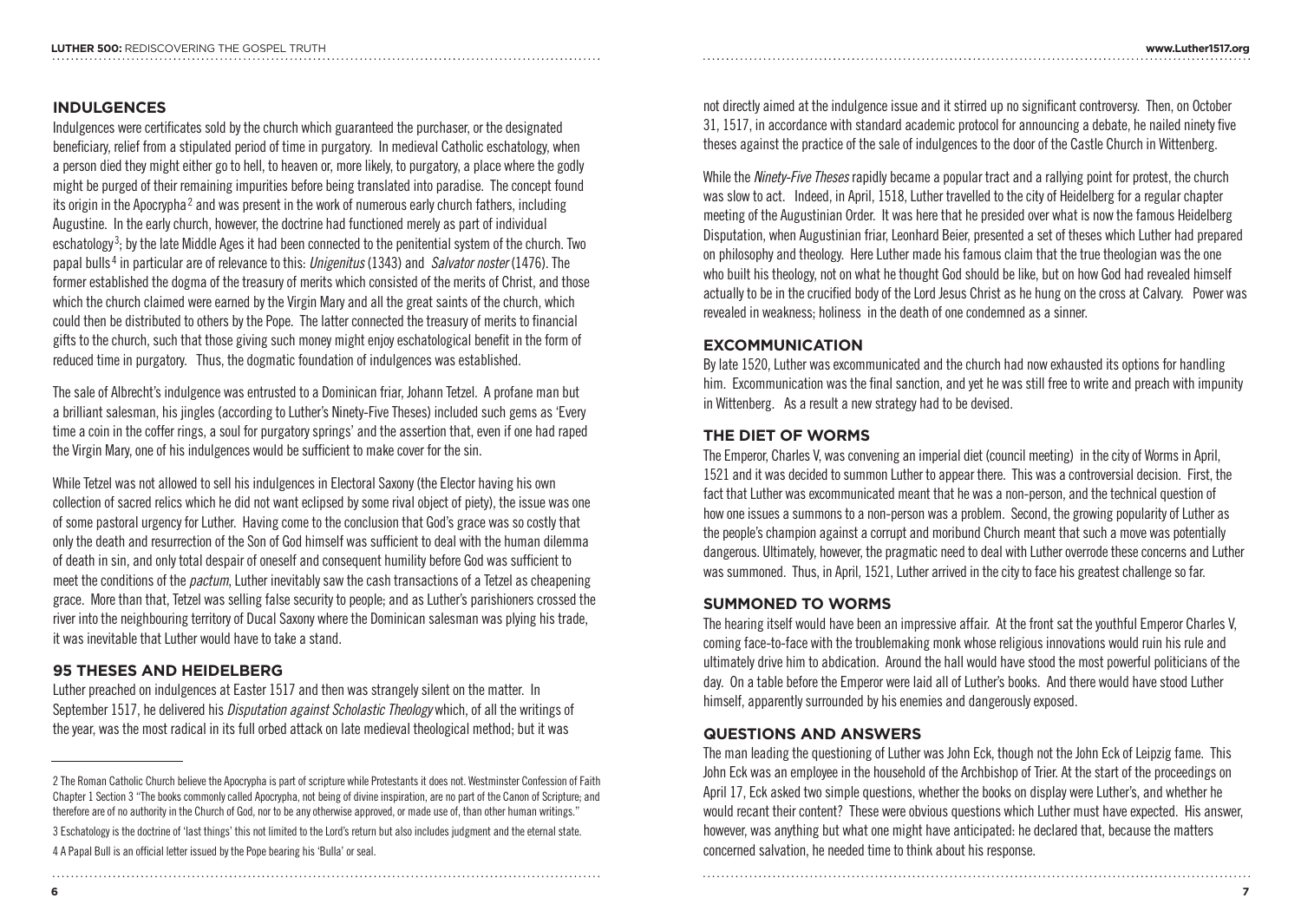## INDULGENCES

Indulgences were certificates sold by the church which guaranteed the purchaser, or the designated beneficiary, relief from a stipulated period of time in purgatory. In medieval Catholic eschatology, when a person died they might either go to hell, to heaven or, more likely, to purgatory, a place where the godly might be purged of their remaining impurities before being translated into paradise. The concept found its origin in the Apocrypha[2] and was present in the work of numerous early church fathers, including Augustine. In the early church, however, the doctrine had functioned merely as part of individual eschatology[3]; by the late Middle Ages it had been connected to the penitential system of the church. Two papal bulls[4] in particular are of relevance to this: *Unigenitus* (1343) and *Salvator noster* (1476). The former established the dogma of the treasury of merits which consisted of the merits of Christ, and those which the church claimed were earned by the Virgin Mary and all the great saints of the church, which could then be distributed to others by the Pope. The latter connected the treasury of merits to financial gifts to the church, such that those giving such money might enjoy eschatological benefit in the form of reduced time in purgatory. Thus, the dogmatic foundation of indulgences was established.

The sale of Albrecht's indulgence was entrusted to a Dominican friar, Johann Tetzel. A profane man but a brilliant salesman, his jingles (according to Luther's Ninety-Five Theses) included such gems as 'Every time a coin in the coffer rings, a soul for purgatory springs' and the assertion that, even if one had raped the Virgin Mary, one of his indulgences would be sufficient to make cover for the sin.

While Tetzel was not allowed to sell his indulgences in Electoral Saxony (the Elector having his own collection of sacred relics which he did not want eclipsed by some rival object of piety), the issue was one of some pastoral urgency for Luther. Having come to the conclusion that God's grace was so costly that only the death and resurrection of the Son of God himself was sufficient to deal with the human dilemma of death in sin, and only total despair of oneself and consequent humility before God was sufficient to meet the conditions of the *pactum*, Luther inevitably saw the cash transactions of a Tetzel as cheapening grace. More than that, Tetzel was selling false security to people; and as Luther's parishioners crossed the river into the neighbouring territory of Ducal Saxony where the Dominican salesman was plying his trade, it was inevitable that Luther would have to take a stand.

## 95 THESES AND HEIDELBERG

Luther preached on indulgences at Easter 1517 and then was strangely silent on the matter. In September 1517, he delivered his *Disputation against Scholastic Theology* which, of all the writings of the year, was the most radical in its full orbed attack on late medieval theological method; but it was not directly aimed at the indulgence issue and it stirred up no significant controversy. Then, on October 31, 1517, in accordance with standard academic protocol for announcing a debate, he nailed ninety five theses against the practice of the sale of indulgences to the door of the Castle Church in Wittenberg.

While the *Ninety-Five Theses* rapidly became a popular tract and a rallying point for protest, the church was slow to act. Indeed, in April, 1518, Luther travelled to the city of Heidelberg for a regular chapter meeting of the Augustinian Order. It was here that he presided over what is now the famous Heidelberg Disputation, when Augustinian friar, Leonhard Beier, presented a set of theses which Luther had prepared on philosophy and theology. Here Luther made his famous claim that the true theologian was the one who built his theology, not on what he thought God should be like, but on how God had revealed himself actually to be in the crucified body of the Lord Jesus Christ as he hung on the cross at Calvary. Power was revealed in weakness; holiness in the death of one condemned as a sinner.

## EXCOMMUNICATION

By late 1520, Luther was excommunicated and the church had now exhausted its options for handling him. Excommunication was the final sanction, and yet he was still free to write and preach with impunity in Wittenberg. As a result a new strategy had to be devised.

## THE DIET OF WORMS

The Emperor, Charles V, was convening an imperial diet (council meeting) in the city of Worms in April, 1521 and it was decided to summon Luther to appear there. This was a controversial decision. First, the fact that Luther was excommunicated meant that he was a non-person, and the technical question of how one issues a summons to a non-person was a problem. Second, the growing popularity of Luther as the people's champion against a corrupt and moribund Church meant that such a move was potentially dangerous. Ultimately, however, the pragmatic need to deal with Luther overrode these concerns and Luther was summoned. Thus, in April, 1521, Luther arrived in the city to face his greatest challenge so far.

## SUMMONED TO WORMS

The hearing itself would have been an impressive affair. At the front sat the youthful Emperor Charles V, coming face-to-face with the troublemaking monk whose religious innovations would ruin his rule and ultimately drive him to abdication. Around the hall would have stood the most powerful politicians of the day. On a table before the Emperor were laid all of Luther's books. And there would have stood Luther himself, apparently surrounded by his enemies and dangerously exposed.

## QUESTIONS AND ANSWERS

The man leading the questioning of Luther was John Eck, though not the John Eck of Leipzig fame. This John Eck was an employee in the household of the Archbishop of Trier. At the start of the proceedings on April 17, Eck asked two simple questions, whether the books on display were Luther's, and whether he would recant their content? These were obvious questions which Luther must have expected. His answer, however, was anything but what one might have anticipated: he declared that, because the matters concerned salvation, he needed time to think about his response.

---

2 The Roman Catholic Church believe the Apocrypha is part of scripture while Protestants it does not. Westminster Confession of Faith Chapter 1 Section 3 "The books commonly called Apocrypha, not being of divine inspiration, are no part of the Canon of Scripture; and therefore are of no authority in the Church of God, nor to be any otherwise approved, or made use of, than other human writings."

3 Eschatology is the doctrine of 'last things' this not limited to the Lord's return but also includes judgment and the eternal state.

4 A Papal Bull is an official letter issued by the Pope bearing his 'Bulla' or seal.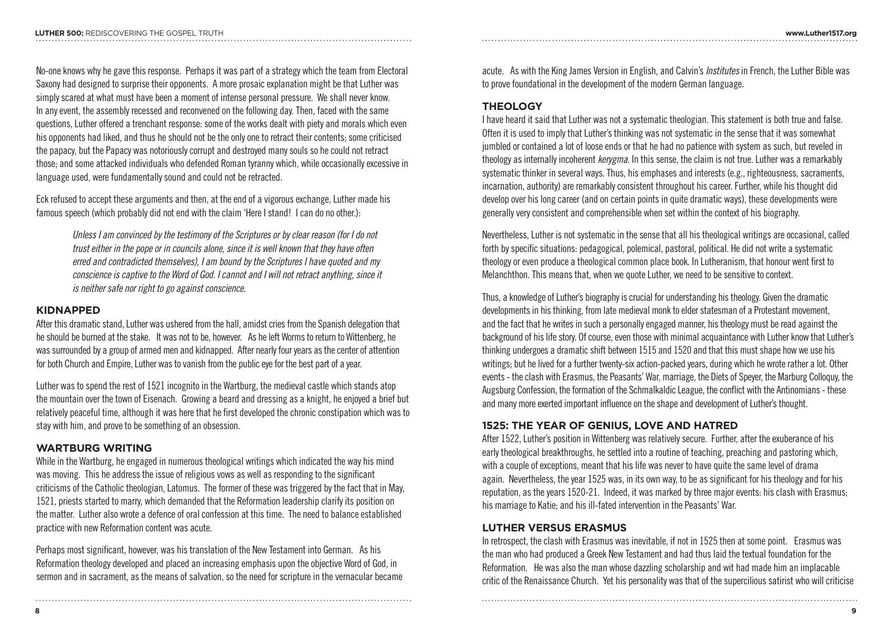No-one knows why he gave this response. Perhaps it was part of a strategy which the team from Electoral Saxony had designed to surprise their opponents. A more prosaic explanation might be that Luther was simply scared at what must have been a moment of intense personal pressure. We shall never know. In any event, the assembly recessed and reconvened on the following day. Then, faced with the same questions, Luther offered a trenchant response: some of the works dealt with piety and morals which even his opponents had liked, and thus he should not be the only one to retract their contents; some criticised the papacy, but the Papacy was notoriously corrupt and destroyed many souls so he could not retract those; and some attacked individuals who defended Roman tyranny which, while occasionally excessive in language used, were fundamentally sound and could not be retracted.

Eck refused to accept these arguments and then, at the end of a vigorous exchange, Luther made his famous speech (which probably did not end with the claim 'Here I stand! I can do no other.):

> *Unless I am convinced by the testimony of the Scriptures or by clear reason (for I do not trust either in the pope or in councils alone, since it is well known that they have often erred and contradicted themselves), I am bound by the Scriptures I have quoted and my conscience is captive to the Word of God. I cannot and I will not retract anything, since it is neither safe nor right to go against conscience.*

## KIDNAPPED

After this dramatic stand, Luther was ushered from the hall, amidst cries from the Spanish delegation that he should be burned at the stake. It was not to be, however. As he left Worms to return to Wittenberg, he was surrounded by a group of armed men and kidnapped. After nearly four years as the center of attention for both Church and Empire, Luther was to vanish from the public eye for the best part of a year.

Luther was to spend the rest of 1521 incognito in the Wartburg, the medieval castle which stands atop the mountain over the town of Eisenach. Growing a beard and dressing as a knight, he enjoyed a brief but relatively peaceful time, although it was here that he first developed the chronic constipation which was to stay with him, and prove to be something of an obsession.

## WARTBURG WRITING

While in the Wartburg, he engaged in numerous theological writings which indicated the way his mind was moving. This he address the issue of religious vows as well as responding to the significant criticisms of the Catholic theologian, Latomus. The former of these was triggered by the fact that in May, 1521, priests started to marry, which demanded that the Reformation leadership clarify its position on the matter. Luther also wrote a defence of oral confession at this time. The need to balance established practice with new Reformation content was acute.

Perhaps most significant, however, was his translation of the New Testament into German. As his Reformation theology developed and placed an increasing emphasis upon the objective Word of God, in sermon and in sacrament, as the means of salvation, so the need for scripture in the vernacular became acute. As with the King James Version in English, and Calvin's *Institutes* in French, the Luther Bible was to prove foundational in the development of the modern German language.

## THEOLOGY

I have heard it said that Luther was not a systematic theologian. This statement is both true and false. Often it is used to imply that Luther's thinking was not systematic in the sense that it was somewhat jumbled or contained a lot of loose ends or that he had no patience with system as such, but reveled in theology as internally incoherent *kerygma*. In this sense, the claim is not true. Luther was a remarkably systematic thinker in several ways. Thus, his emphases and interests (e.g., righteousness, sacraments, incarnation, authority) are remarkably consistent throughout his career. Further, while his thought did develop over his long career (and on certain points in quite dramatic ways), these developments were generally very consistent and comprehensible when set within the context of his biography.

Nevertheless, Luther is not systematic in the sense that all his theological writings are occasional, called forth by specific situations: pedagogical, polemical, pastoral, political. He did not write a systematic theology or even produce a theological common place book. In Lutheranism, that honour went first to Melanchthon. This means that, when we quote Luther, we need to be sensitive to context.

Thus, a knowledge of Luther's biography is crucial for understanding his theology. Given the dramatic developments in his thinking, from late medieval monk to elder statesman of a Protestant movement, and the fact that he writes in such a personally engaged manner, his theology must be read against the background of his life story. Of course, even those with minimal acquaintance with Luther know that Luther's thinking undergoes a dramatic shift between 1515 and 1520 and that this must shape how we use his writings; but he lived for a further twenty-six action-packed years, during which he wrote rather a lot. Other events - the clash with Erasmus, the Peasants' War, marriage, the Diets of Speyer, the Marburg Colloquy, the Augsburg Confession, the formation of the Schmalkaldic League, the conflict with the Antinomians - these and many more exerted important influence on the shape and development of Luther's thought.

## 1525: THE YEAR OF GENIUS, LOVE AND HATRED

After 1522, Luther's position in Wittenberg was relatively secure. Further, after the exuberance of his early theological breakthroughs, he settled into a routine of teaching, preaching and pastoring which, with a couple of exceptions, meant that his life was never to have quite the same level of drama again. Nevertheless, the year 1525 was, in its own way, to be as significant for his theology and for his reputation, as the years 1520-21. Indeed, it was marked by three major events: his clash with Erasmus; his marriage to Katie; and his ill-fated intervention in the Peasants' War.

## LUTHER VERSUS ERASMUS

In retrospect, the clash with Erasmus was inevitable, if not in 1525 then at some point. Erasmus was the man who had produced a Greek New Testament and had thus laid the textual foundation for the Reformation. He was also the man whose dazzling scholarship and wit had made him an implacable critic of the Renaissance Church. Yet his personality was that of the supercilious satirist who will criticise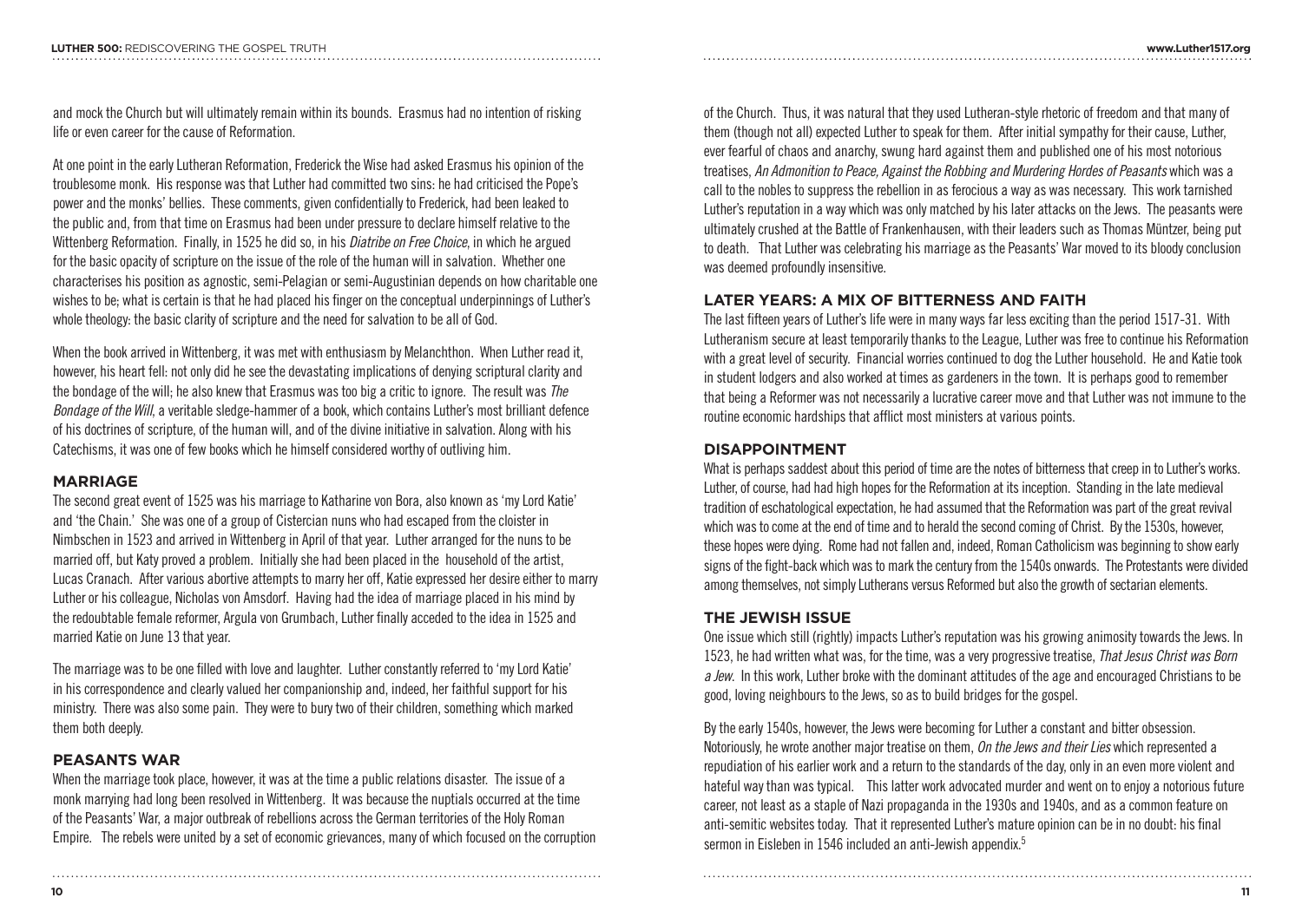and mock the Church but will ultimately remain within its bounds. Erasmus had no intention of risking life or even career for the cause of Reformation.

At one point in the early Lutheran Reformation, Frederick the Wise had asked Erasmus his opinion of the troublesome monk. His response was that Luther had committed two sins: he had criticised the Pope's power and the monks' bellies. These comments, given confidentially to Frederick, had been leaked to the public and, from that time on Erasmus had been under pressure to declare himself relative to the Wittenberg Reformation. Finally, in 1525 he did so, in his *Diatribe on Free Choice*, in which he argued for the basic opacity of scripture on the issue of the role of the human will in salvation. Whether one characterises his position as agnostic, semi-Pelagian or semi-Augustinian depends on how charitable one wishes to be; what is certain is that he had placed his finger on the conceptual underpinnings of Luther's whole theology: the basic clarity of scripture and the need for salvation to be all of God.

When the book arrived in Wittenberg, it was met with enthusiasm by Melanchthon. When Luther read it, however, his heart fell: not only did he see the devastating implications of denying scriptural clarity and the bondage of the will; he also knew that Erasmus was too big a critic to ignore. The result was *The Bondage of the Will*, a veritable sledge-hammer of a book, which contains Luther's most brilliant defence of his doctrines of scripture, of the human will, and of the divine initiative in salvation. Along with his Catechisms, it was one of few books which he himself considered worthy of outliving him.

## MARRIAGE

The second great event of 1525 was his marriage to Katharine von Bora, also known as 'my Lord Katie' and 'the Chain.' She was one of a group of Cistercian nuns who had escaped from the cloister in Nimbschen in 1523 and arrived in Wittenberg in April of that year. Luther arranged for the nuns to be married off, but Katy proved a problem. Initially she had been placed in the household of the artist, Lucas Cranach. After various abortive attempts to marry her off, Katie expressed her desire either to marry Luther or his colleague, Nicholas von Amsdorf. Having had the idea of marriage placed in his mind by the redoubtable female reformer, Argula von Grumbach, Luther finally acceded to the idea in 1525 and married Katie on June 13 that year.

The marriage was to be one filled with love and laughter. Luther constantly referred to 'my Lord Katie' in his correspondence and clearly valued her companionship and, indeed, her faithful support for his ministry. There was also some pain. They were to bury two of their children, something which marked them both deeply.

## PEASANTS WAR

When the marriage took place, however, it was at the time a public relations disaster. The issue of a monk marrying had long been resolved in Wittenberg. It was because the nuptials occurred at the time of the Peasants' War, a major outbreak of rebellions across the German territories of the Holy Roman Empire. The rebels were united by a set of economic grievances, many of which focused on the corruption of the Church. Thus, it was natural that they used Lutheran-style rhetoric of freedom and that many of them (though not all) expected Luther to speak for them. After initial sympathy for their cause, Luther, ever fearful of chaos and anarchy, swung hard against them and published one of his most notorious treatises, *An Admonition to Peace, Against the Robbing and Murdering Hordes of Peasants* which was a call to the nobles to suppress the rebellion in as ferocious a way as was necessary. This work tarnished Luther's reputation in a way which was only matched by his later attacks on the Jews. The peasants were ultimately crushed at the Battle of Frankenhausen, with their leaders such as Thomas Müntzer, being put to death. That Luther was celebrating his marriage as the Peasants' War moved to its bloody conclusion was deemed profoundly insensitive.

## LATER YEARS: A MIX OF BITTERNESS AND FAITH

The last fifteen years of Luther's life were in many ways far less exciting than the period 1517-31. With Lutheranism secure at least temporarily thanks to the League, Luther was free to continue his Reformation with a great level of security. Financial worries continued to dog the Luther household. He and Katie took in student lodgers and also worked at times as gardeners in the town. It is perhaps good to remember that being a Reformer was not necessarily a lucrative career move and that Luther was not immune to the routine economic hardships that afflict most ministers at various points.

## DISAPPOINTMENT

What is perhaps saddest about this period of time are the notes of bitterness that creep in to Luther's works. Luther, of course, had had high hopes for the Reformation at its inception. Standing in the late medieval tradition of eschatological expectation, he had assumed that the Reformation was part of the great revival which was to come at the end of time and to herald the second coming of Christ. By the 1530s, however, these hopes were dying. Rome had not fallen and, indeed, Roman Catholicism was beginning to show early signs of the fight-back which was to mark the century from the 1540s onwards. The Protestants were divided among themselves, not simply Lutherans versus Reformed but also the growth of sectarian elements.

## THE JEWISH ISSUE

One issue which still (rightly) impacts Luther's reputation was his growing animosity towards the Jews. In 1523, he had written what was, for the time, was a very progressive treatise, *That Jesus Christ was Born a Jew*. In this work, Luther broke with the dominant attitudes of the age and encouraged Christians to be good, loving neighbours to the Jews, so as to build bridges for the gospel.

By the early 1540s, however, the Jews were becoming for Luther a constant and bitter obsession. Notoriously, he wrote another major treatise on them, *On the Jews and their Lies* which represented a repudiation of his earlier work and a return to the standards of the day, only in an even more violent and hateful way than was typical. This latter work advocated murder and went on to enjoy a notorious future career, not least as a staple of Nazi propaganda in the 1930s and 1940s, and as a common feature on anti-semitic websites today. That it represented Luther's mature opinion can be in no doubt: his final sermon in Eisleben in 1546 included an anti-Jewish appendix.[5]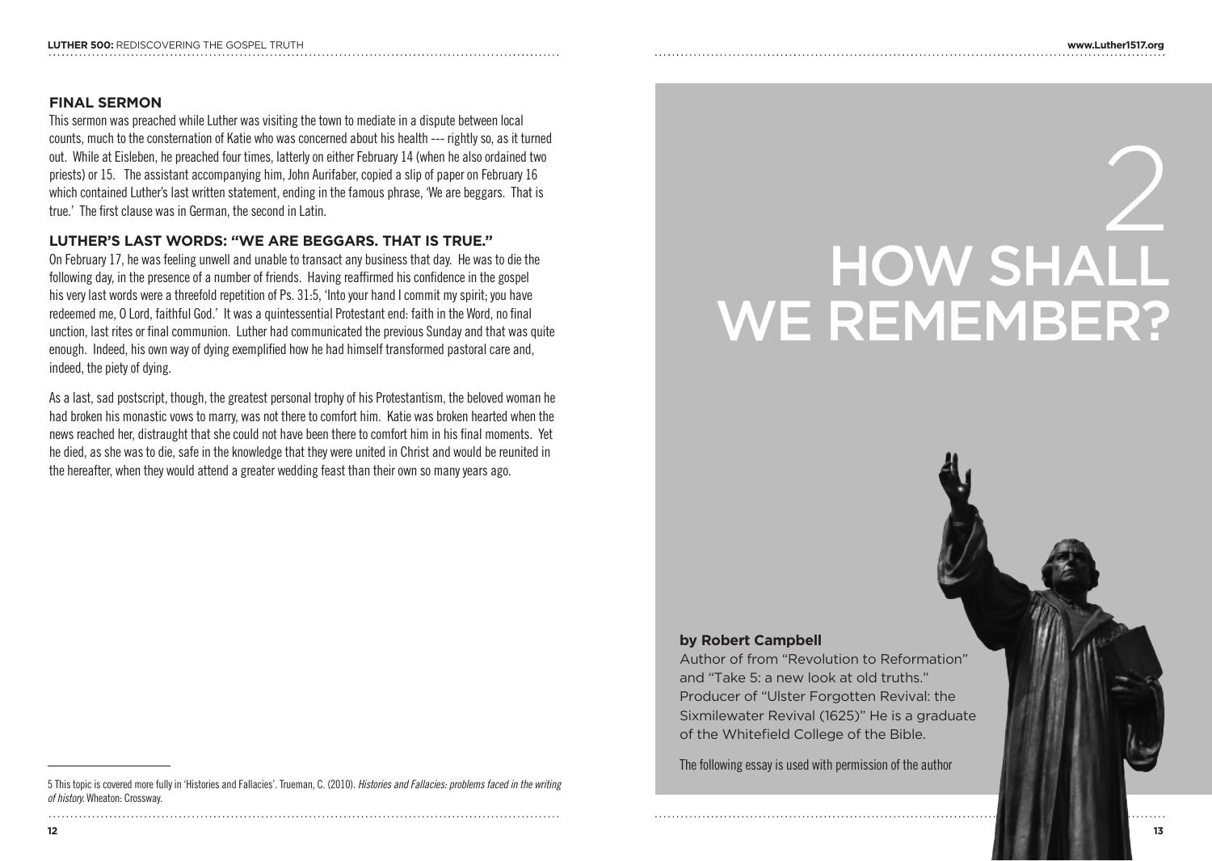### FINAL SERMON

This sermon was preached while Luther was visiting the town to mediate in a dispute between local counts, much to the consternation of Katie who was concerned about his health --- rightly so, as it turned out. While at Eisleben, he preached four times, latterly on either February 14 (when he also ordained two priests) or 15. The assistant accompanying him, John Aurifaber, copied a slip of paper on February 16 which contained Luther's last written statement, ending in the famous phrase, 'We are beggars. That is true.' The first clause was in German, the second in Latin.

### LUTHER'S LAST WORDS: "WE ARE BEGGARS. THAT IS TRUE."

On February 17, he was feeling unwell and unable to transact any business that day. He was to die the following day, in the presence of a number of friends. Having reaffirmed his confidence in the gospel his very last words were a threefold repetition of Ps. 31:5, 'Into your hand I commit my spirit; you have redeemed me, O Lord, faithful God.' It was a quintessential Protestant end: faith in the Word, no final unction, last rites or final communion. Luther had communicated the previous Sunday and that was quite enough. Indeed, his own way of dying exemplified how he had himself transformed pastoral care and, indeed, the piety of dying.

As a last, sad postscript, though, the greatest personal trophy of his Protestantism, the beloved woman he had broken his monastic vows to marry, was not there to comfort him. Katie was broken hearted when the news reached her, distraught that she could not have been there to comfort him in his final moments. Yet he died, as she was to die, safe in the knowledge that they were united in Christ and would be reunited in the hereafter, when they would attend a greater wedding feast than their own so many years ago.

5 This topic is covered more fully in 'Histories and Fallacies'. Trueman, C. (2010). *Histories and Fallacies: problems faced in the writing of history.* Wheaton: Crossway.

# 2 HOW SHALL WE REMEMBER?

**by Robert Campbell**

Author of from "Revolution to Reformation" and "Take 5: a new look at old truths." Producer of "Ulster Forgotten Revival: the Sixmilewater Revival (1625)" He is a graduate of the Whitefield College of the Bible.

The following essay is used with permission of the author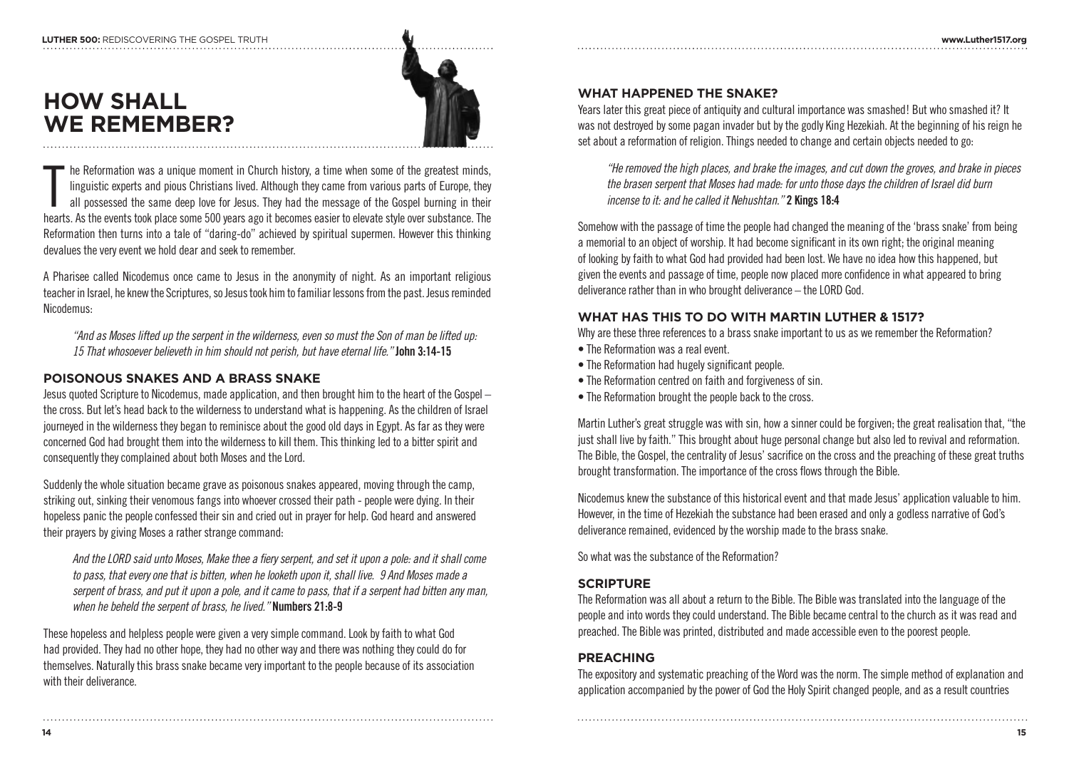# HOW SHALL WE REMEMBER?

The Reformation was a unique moment in Church history, a time when some of the greatest minds, linguistic experts and pious Christians lived. Although they came from various parts of Europe, they all possessed the same deep love for Jesus. They had the message of the Gospel burning in their hearts. As the events took place some 500 years ago it becomes easier to elevate style over substance. The Reformation then turns into a tale of "daring-do" achieved by spiritual supermen. However this thinking devalues the very event we hold dear and seek to remember.

A Pharisee called Nicodemus once came to Jesus in the anonymity of night. As an important religious teacher in Israel, he knew the Scriptures, so Jesus took him to familiar lessons from the past. Jesus reminded Nicodemus:

> *"And as Moses lifted up the serpent in the wilderness, even so must the Son of man be lifted up: 15 That whosoever believeth in him should not perish, but have eternal life."* **John 3:14-15**

## POISONOUS SNAKES AND A BRASS SNAKE

Jesus quoted Scripture to Nicodemus, made application, and then brought him to the heart of the Gospel – the cross. But let's head back to the wilderness to understand what is happening. As the children of Israel journeyed in the wilderness they began to reminisce about the good old days in Egypt. As far as they were concerned God had brought them into the wilderness to kill them. This thinking led to a bitter spirit and consequently they complained about both Moses and the Lord.

Suddenly the whole situation became grave as poisonous snakes appeared, moving through the camp, striking out, sinking their venomous fangs into whoever crossed their path - people were dying. In their hopeless panic the people confessed their sin and cried out in prayer for help. God heard and answered their prayers by giving Moses a rather strange command:

> *And the LORD said unto Moses, Make thee a fiery serpent, and set it upon a pole: and it shall come to pass, that every one that is bitten, when he looketh upon it, shall live. 9 And Moses made a serpent of brass, and put it upon a pole, and it came to pass, that if a serpent had bitten any man, when he beheld the serpent of brass, he lived."* **Numbers 21:8-9**

These hopeless and helpless people were given a very simple command. Look by faith to what God had provided. They had no other hope, they had no other way and there was nothing they could do for themselves. Naturally this brass snake became very important to the people because of its association with their deliverance.

## WHAT HAPPENED THE SNAKE?

Years later this great piece of antiquity and cultural importance was smashed! But who smashed it? It was not destroyed by some pagan invader but by the godly King Hezekiah. At the beginning of his reign he set about a reformation of religion. Things needed to change and certain objects needed to go:

> *"He removed the high places, and brake the images, and cut down the groves, and brake in pieces the brasen serpent that Moses had made: for unto those days the children of Israel did burn incense to it: and he called it Nehushtan."* **2 Kings 18:4**

Somehow with the passage of time the people had changed the meaning of the 'brass snake' from being a memorial to an object of worship. It had become significant in its own right; the original meaning of looking by faith to what God had provided had been lost. We have no idea how this happened, but given the events and passage of time, people now placed more confidence in what appeared to bring deliverance rather than in who brought deliverance – the LORD God.

## WHAT HAS THIS TO DO WITH MARTIN LUTHER & 1517?

Why are these three references to a brass snake important to us as we remember the Reformation?

- The Reformation was a real event.
- The Reformation had hugely significant people.
- The Reformation centred on faith and forgiveness of sin.
- The Reformation brought the people back to the cross.

Martin Luther's great struggle was with sin, how a sinner could be forgiven; the great realisation that, "the just shall live by faith." This brought about huge personal change but also led to revival and reformation. The Bible, the Gospel, the centrality of Jesus' sacrifice on the cross and the preaching of these great truths brought transformation. The importance of the cross flows through the Bible.

Nicodemus knew the substance of this historical event and that made Jesus' application valuable to him. However, in the time of Hezekiah the substance had been erased and only a godless narrative of God's deliverance remained, evidenced by the worship made to the brass snake.

So what was the substance of the Reformation?

## SCRIPTURE

The Reformation was all about a return to the Bible. The Bible was translated into the language of the people and into words they could understand. The Bible became central to the church as it was read and preached. The Bible was printed, distributed and made accessible even to the poorest people.

## PREACHING

The expository and systematic preaching of the Word was the norm. The simple method of explanation and application accompanied by the power of God the Holy Spirit changed people, and as a result countries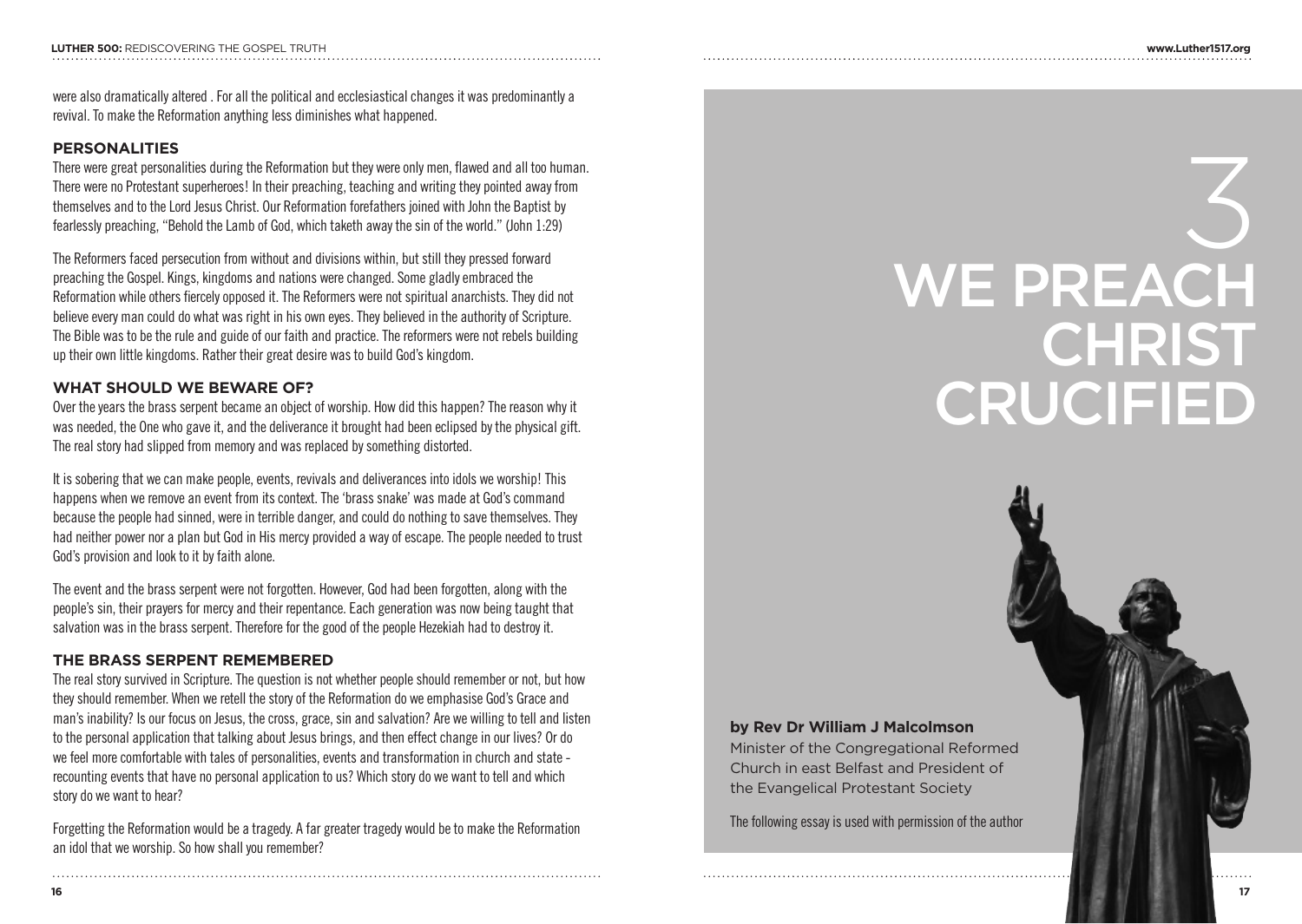were also dramatically altered . For all the political and ecclesiastical changes it was predominantly a revival. To make the Reformation anything less diminishes what happened.

### PERSONALITIES

There were great personalities during the Reformation but they were only men, flawed and all too human. There were no Protestant superheroes! In their preaching, teaching and writing they pointed away from themselves and to the Lord Jesus Christ. Our Reformation forefathers joined with John the Baptist by fearlessly preaching, "Behold the Lamb of God, which taketh away the sin of the world." (John 1:29)

The Reformers faced persecution from without and divisions within, but still they pressed forward preaching the Gospel. Kings, kingdoms and nations were changed. Some gladly embraced the Reformation while others fiercely opposed it. The Reformers were not spiritual anarchists. They did not believe every man could do what was right in his own eyes. They believed in the authority of Scripture. The Bible was to be the rule and guide of our faith and practice. The reformers were not rebels building up their own little kingdoms. Rather their great desire was to build God's kingdom.

### WHAT SHOULD WE BEWARE OF?

Over the years the brass serpent became an object of worship. How did this happen? The reason why it was needed, the One who gave it, and the deliverance it brought had been eclipsed by the physical gift. The real story had slipped from memory and was replaced by something distorted.

It is sobering that we can make people, events, revivals and deliverances into idols we worship! This happens when we remove an event from its context. The 'brass snake' was made at God's command because the people had sinned, were in terrible danger, and could do nothing to save themselves. They had neither power nor a plan but God in His mercy provided a way of escape. The people needed to trust God's provision and look to it by faith alone.

The event and the brass serpent were not forgotten. However, God had been forgotten, along with the people's sin, their prayers for mercy and their repentance. Each generation was now being taught that salvation was in the brass serpent. Therefore for the good of the people Hezekiah had to destroy it.

### THE BRASS SERPENT REMEMBERED

The real story survived in Scripture. The question is not whether people should remember or not, but how they should remember. When we retell the story of the Reformation do we emphasise God's Grace and man's inability? Is our focus on Jesus, the cross, grace, sin and salvation? Are we willing to tell and listen to the personal application that talking about Jesus brings, and then effect change in our lives? Or do we feel more comfortable with tales of personalities, events and transformation in church and state - recounting events that have no personal application to us? Which story do we want to tell and which story do we want to hear?

Forgetting the Reformation would be a tragedy. A far greater tragedy would be to make the Reformation an idol that we worship. So how shall you remember?

# 3 WE PREACH CHRIST CRUCIFIED

**by Rev Dr William J Malcolmson**
Minister of the Congregational Reformed Church in east Belfast and President of the Evangelical Protestant Society

The following essay is used with permission of the author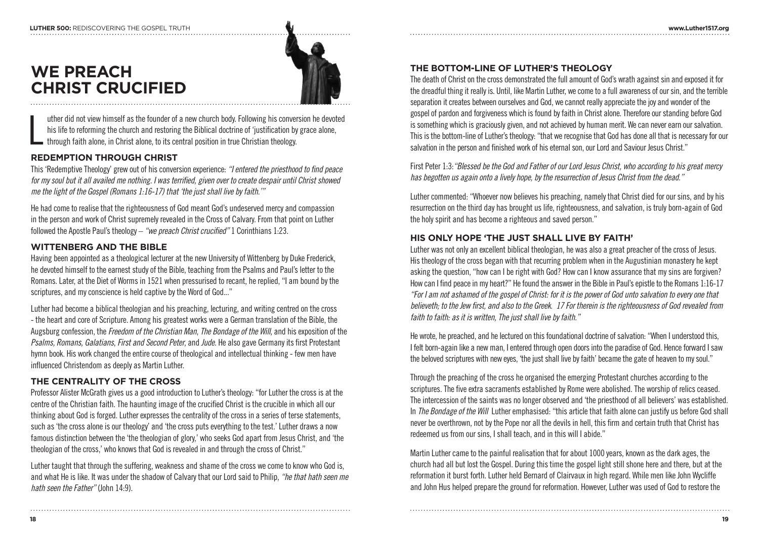# WE PREACH CHRIST CRUCIFIED

Luther did not view himself as the founder of a new church body. Following his conversion he devoted his life to reforming the church and restoring the Biblical doctrine of 'justification by grace alone, through faith alone, in Christ alone, to its central position in true Christian theology.

## REDEMPTION THROUGH CHRIST

This 'Redemptive Theology' grew out of his conversion experience: *"I entered the priesthood to find peace for my soul but it all availed me nothing. I was terrified, given over to create despair until Christ showed me the light of the Gospel (Romans 1:16-17) that 'the just shall live by faith.'"*

He had come to realise that the righteousness of God meant God's undeserved mercy and compassion in the person and work of Christ supremely revealed in the Cross of Calvary. From that point on Luther followed the Apostle Paul's theology – *"we preach Christ crucified"* 1 Corinthians 1:23.

## WITTENBERG AND THE BIBLE

Having been appointed as a theological lecturer at the new University of Wittenberg by Duke Frederick, he devoted himself to the earnest study of the Bible, teaching from the Psalms and Paul's letter to the Romans. Later, at the Diet of Worms in 1521 when pressurised to recant, he replied, "I am bound by the scriptures, and my conscience is held captive by the Word of God..."

Luther had become a biblical theologian and his preaching, lecturing, and writing centred on the cross - the heart and core of Scripture. Among his greatest works were a German translation of the Bible, the Augsburg confession, the *Freedom of the Christian Man*, *The Bondage of the Will*, and his exposition of the *Psalms, Romans, Galatians*, *First and Second Peter*, and *Jude*. He also gave Germany its first Protestant hymn book. His work changed the entire course of theological and intellectual thinking - few men have influenced Christendom as deeply as Martin Luther.

## THE CENTRALITY OF THE CROSS

Professor Alister McGrath gives us a good introduction to Luther's theology: "for Luther the cross is at the centre of the Christian faith. The haunting image of the crucified Christ is the crucible in which all our thinking about God is forged. Luther expresses the centrality of the cross in a series of terse statements, such as 'the cross alone is our theology' and 'the cross puts everything to the test.' Luther draws a now famous distinction between the 'the theologian of glory,' who seeks God apart from Jesus Christ, and 'the theologian of the cross,' who knows that God is revealed in and through the cross of Christ."

Luther taught that through the suffering, weakness and shame of the cross we come to know who God is, and what He is like. It was under the shadow of Calvary that our Lord said to Philip, *"he that hath seen me hath seen the Father"* (John 14:9).

## THE BOTTOM-LINE OF LUTHER'S THEOLOGY

The death of Christ on the cross demonstrated the full amount of God's wrath against sin and exposed it for the dreadful thing it really is. Until, like Martin Luther, we come to a full awareness of our sin, and the terrible separation it creates between ourselves and God, we cannot really appreciate the joy and wonder of the gospel of pardon and forgiveness which is found by faith in Christ alone. Therefore our standing before God is something which is graciously given, and not achieved by human merit. We can never earn our salvation. This is the bottom-line of Luther's theology: "that we recognise that God has done all that is necessary for our salvation in the person and finished work of his eternal son, our Lord and Saviour Jesus Christ."

First Peter 1:3:*"Blessed be the God and Father of our Lord Jesus Christ, who according to his great mercy has begotten us again onto a lively hope, by the resurrection of Jesus Christ from the dead."*

Luther commented: "Whoever now believes his preaching, namely that Christ died for our sins, and by his resurrection on the third day has brought us life, righteousness, and salvation, is truly born-again of God the holy spirit and has become a righteous and saved person."

## HIS ONLY HOPE 'THE JUST SHALL LIVE BY FAITH'

Luther was not only an excellent biblical theologian, he was also a great preacher of the cross of Jesus. His theology of the cross began with that recurring problem when in the Augustinian monastery he kept asking the question, "how can I be right with God? How can I know assurance that my sins are forgiven? How can I find peace in my heart?" He found the answer in the Bible in Paul's epistle to the Romans 1:16-17 *"For I am not ashamed of the gospel of Christ: for it is the power of God unto salvation to every one that believeth; to the Jew first, and also to the Greek. 17 For therein is the righteousness of God revealed from faith to faith: as it is written, The just shall live by faith."*

He wrote, he preached, and he lectured on this foundational doctrine of salvation: "When I understood this, I felt born-again like a new man, I entered through open doors into the paradise of God. Hence forward I saw the beloved scriptures with new eyes, 'the just shall live by faith' became the gate of heaven to my soul."

Through the preaching of the cross he organised the emerging Protestant churches according to the scriptures. The five extra sacraments established by Rome were abolished. The worship of relics ceased. The intercession of the saints was no longer observed and 'the priesthood of all believers' was established. In *The Bondage of the Will* Luther emphasised: "this article that faith alone can justify us before God shall never be overthrown, not by the Pope nor all the devils in hell, this firm and certain truth that Christ has redeemed us from our sins, I shall teach, and in this will I abide."

Martin Luther came to the painful realisation that for about 1000 years, known as the dark ages, the church had all but lost the Gospel. During this time the gospel light still shone here and there, but at the reformation it burst forth. Luther held Bernard of Clairvaux in high regard. While men like John Wycliffe and John Hus helped prepare the ground for reformation. However, Luther was used of God to restore the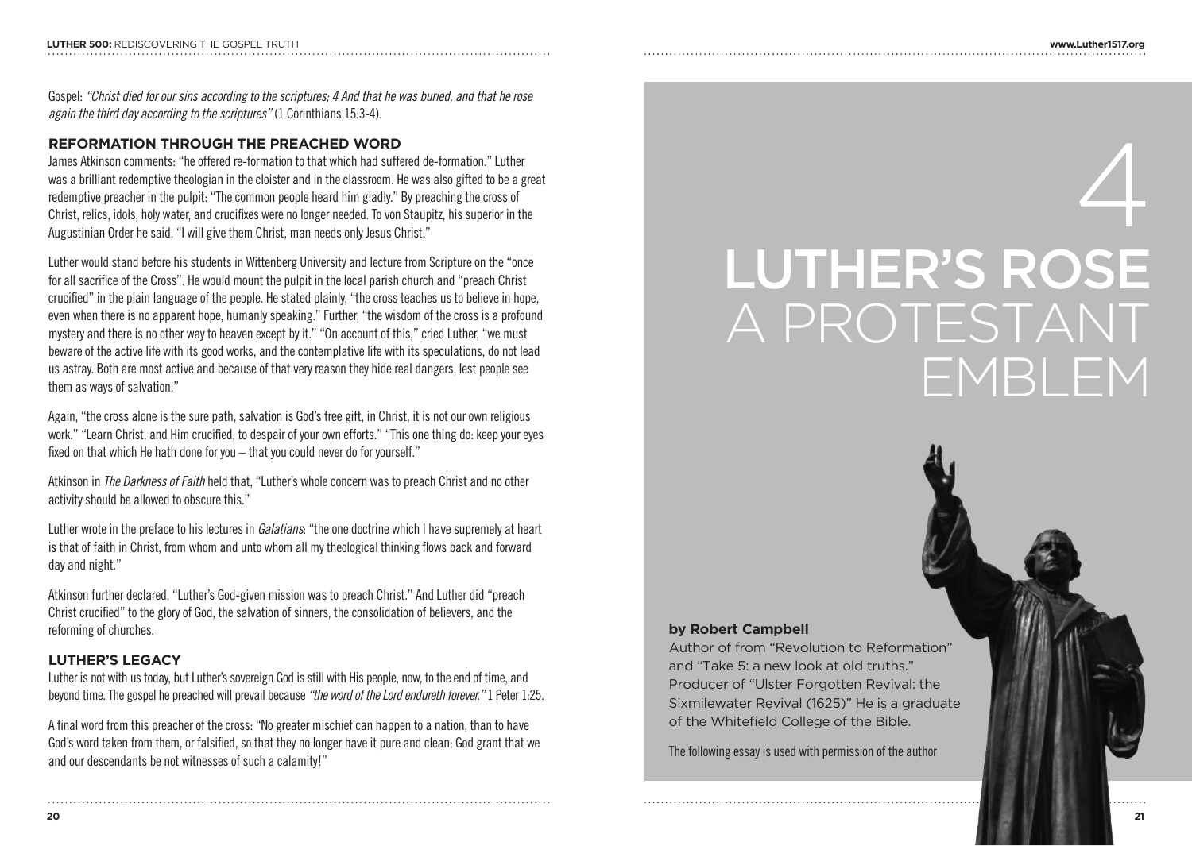Gospel: *"Christ died for our sins according to the scriptures; 4 And that he was buried, and that he rose again the third day according to the scriptures"* (1 Corinthians 15:3-4).

### REFORMATION THROUGH THE PREACHED WORD

James Atkinson comments: "he offered re-formation to that which had suffered de-formation." Luther was a brilliant redemptive theologian in the cloister and in the classroom. He was also gifted to be a great redemptive preacher in the pulpit: "The common people heard him gladly." By preaching the cross of Christ, relics, idols, holy water, and crucifixes were no longer needed. To von Staupitz, his superior in the Augustinian Order he said, "I will give them Christ, man needs only Jesus Christ."

Luther would stand before his students in Wittenberg University and lecture from Scripture on the "once for all sacrifice of the Cross". He would mount the pulpit in the local parish church and "preach Christ crucified" in the plain language of the people. He stated plainly, "the cross teaches us to believe in hope, even when there is no apparent hope, humanly speaking." Further, "the wisdom of the cross is a profound mystery and there is no other way to heaven except by it." "On account of this," cried Luther, "we must beware of the active life with its good works, and the contemplative life with its speculations, do not lead us astray. Both are most active and because of that very reason they hide real dangers, lest people see them as ways of salvation."

Again, "the cross alone is the sure path, salvation is God's free gift, in Christ, it is not our own religious work." "Learn Christ, and Him crucified, to despair of your own efforts." "This one thing do: keep your eyes fixed on that which He hath done for you – that you could never do for yourself."

Atkinson in *The Darkness of Faith* held that, "Luther's whole concern was to preach Christ and no other activity should be allowed to obscure this."

Luther wrote in the preface to his lectures in *Galatians*: "the one doctrine which I have supremely at heart is that of faith in Christ, from whom and unto whom all my theological thinking flows back and forward day and night."

Atkinson further declared, "Luther's God-given mission was to preach Christ." And Luther did "preach Christ crucified" to the glory of God, the salvation of sinners, the consolidation of believers, and the reforming of churches.

### LUTHER'S LEGACY

Luther is not with us today, but Luther's sovereign God is still with His people, now, to the end of time, and beyond time. The gospel he preached will prevail because *"the word of the Lord endureth forever."* 1 Peter 1:25.

A final word from this preacher of the cross: "No greater mischief can happen to a nation, than to have God's word taken from them, or falsified, so that they no longer have it pure and clean; God grant that we and our descendants be not witnesses of such a calamity!"

# 4

# LUTHER'S ROSE A PROTESTANT EMBLEM

**by Robert Campbell**

Author of from "Revolution to Reformation" and "Take 5: a new look at old truths." Producer of "Ulster Forgotten Revival: the Sixmilewater Revival (1625)" He is a graduate of the Whitefield College of the Bible.

The following essay is used with permission of the author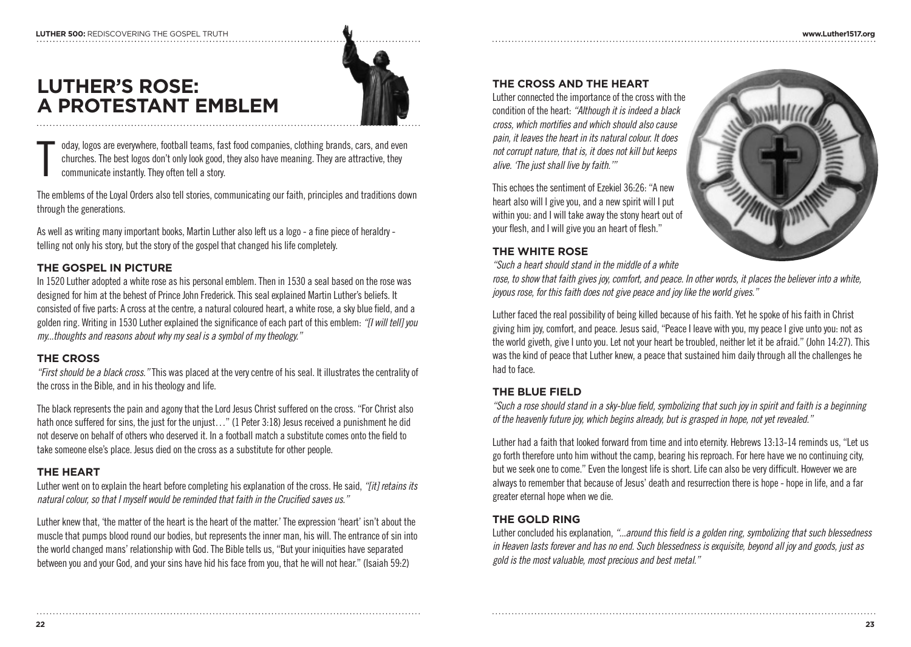# LUTHER'S ROSE: A PROTESTANT EMBLEM

Today, logos are everywhere, football teams, fast food companies, clothing brands, cars, and even churches. The best logos don't only look good, they also have meaning. They are attractive, they communicate instantly. They often tell a story.

The emblems of the Loyal Orders also tell stories, communicating our faith, principles and traditions down through the generations.

As well as writing many important books, Martin Luther also left us a logo - a fine piece of heraldry - telling not only his story, but the story of the gospel that changed his life completely.

## THE GOSPEL IN PICTURE

In 1520 Luther adopted a white rose as his personal emblem. Then in 1530 a seal based on the rose was designed for him at the behest of Prince John Frederick. This seal explained Martin Luther's beliefs. It consisted of five parts: A cross at the centre, a natural coloured heart, a white rose, a sky blue field, and a golden ring. Writing in 1530 Luther explained the significance of each part of this emblem: *"[I will tell] you my...thoughts and reasons about why my seal is a symbol of my theology."*

## THE CROSS

*"First should be a black cross."* This was placed at the very centre of his seal. It illustrates the centrality of the cross in the Bible, and in his theology and life.

The black represents the pain and agony that the Lord Jesus Christ suffered on the cross. "For Christ also hath once suffered for sins, the just for the unjust…" (1 Peter 3:18) Jesus received a punishment he did not deserve on behalf of others who deserved it. In a football match a substitute comes onto the field to take someone else's place. Jesus died on the cross as a substitute for other people.

## THE HEART

Luther went on to explain the heart before completing his explanation of the cross. He said, *"[it] retains its natural colour, so that I myself would be reminded that faith in the Crucified saves us."*

Luther knew that, 'the matter of the heart is the heart of the matter.' The expression 'heart' isn't about the muscle that pumps blood round our bodies, but represents the inner man, his will. The entrance of sin into the world changed mans' relationship with God. The Bible tells us, "But your iniquities have separated between you and your God, and your sins have hid his face from you, that he will not hear." (Isaiah 59:2)

## THE CROSS AND THE HEART

Luther connected the importance of the cross with the condition of the heart: *"Although it is indeed a black cross, which mortifies and which should also cause pain, it leaves the heart in its natural colour. It does not corrupt nature, that is, it does not kill but keeps alive. 'The just shall live by faith.'"*

This echoes the sentiment of Ezekiel 36:26: "A new heart also will I give you, and a new spirit will I put within you: and I will take away the stony heart out of your flesh, and I will give you an heart of flesh."

## THE WHITE ROSE

*"Such a heart should stand in the middle of a white rose, to show that faith gives joy, comfort, and peace. In other words, it places the believer into a white, joyous rose, for this faith does not give peace and joy like the world gives."*

Luther faced the real possibility of being killed because of his faith. Yet he spoke of his faith in Christ giving him joy, comfort, and peace. Jesus said, "Peace I leave with you, my peace I give unto you: not as the world giveth, give I unto you. Let not your heart be troubled, neither let it be afraid." (John 14:27). This was the kind of peace that Luther knew, a peace that sustained him daily through all the challenges he had to face.

## THE BLUE FIELD

*"Such a rose should stand in a sky-blue field, symbolizing that such joy in spirit and faith is a beginning of the heavenly future joy, which begins already, but is grasped in hope, not yet revealed."*

Luther had a faith that looked forward from time and into eternity. Hebrews 13:13-14 reminds us, "Let us go forth therefore unto him without the camp, bearing his reproach. For here have we no continuing city, but we seek one to come." Even the longest life is short. Life can also be very difficult. However we are always to remember that because of Jesus' death and resurrection there is hope - hope in life, and a far greater eternal hope when we die.

## THE GOLD RING

Luther concluded his explanation, *"...around this field is a golden ring, symbolizing that such blessedness in Heaven lasts forever and has no end. Such blessedness is exquisite, beyond all joy and goods, just as gold is the most valuable, most precious and best metal."*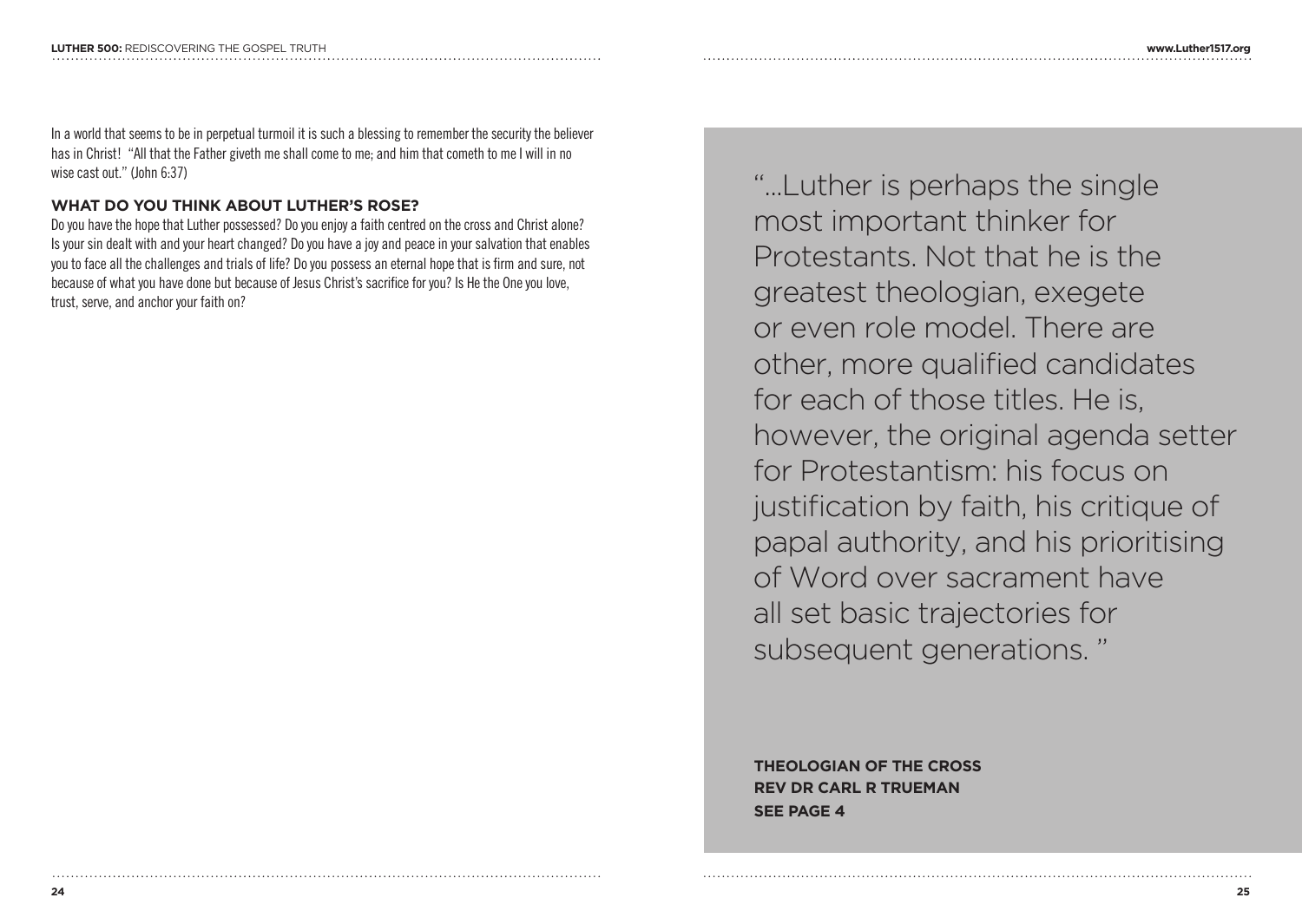In a world that seems to be in perpetual turmoil it is such a blessing to remember the security the believer has in Christ! "All that the Father giveth me shall come to me; and him that cometh to me I will in no wise cast out." (John 6:37)

### WHAT DO YOU THINK ABOUT LUTHER'S ROSE?

Do you have the hope that Luther possessed? Do you enjoy a faith centred on the cross and Christ alone? Is your sin dealt with and your heart changed? Do you have a joy and peace in your salvation that enables you to face all the challenges and trials of life? Do you possess an eternal hope that is firm and sure, not because of what you have done but because of Jesus Christ's sacrifice for you? Is He the One you love, trust, serve, and anchor your faith on?

"...Luther is perhaps the single most important thinker for Protestants. Not that he is the greatest theologian, exegete or even role model. There are other, more qualified candidates for each of those titles. He is, however, the original agenda setter for Protestantism: his focus on justification by faith, his critique of papal authority, and his prioritising of Word over sacrament have all set basic trajectories for subsequent generations. "

**THEOLOGIAN OF THE CROSS**
**REV DR CARL R TRUEMAN**
**SEE PAGE 4**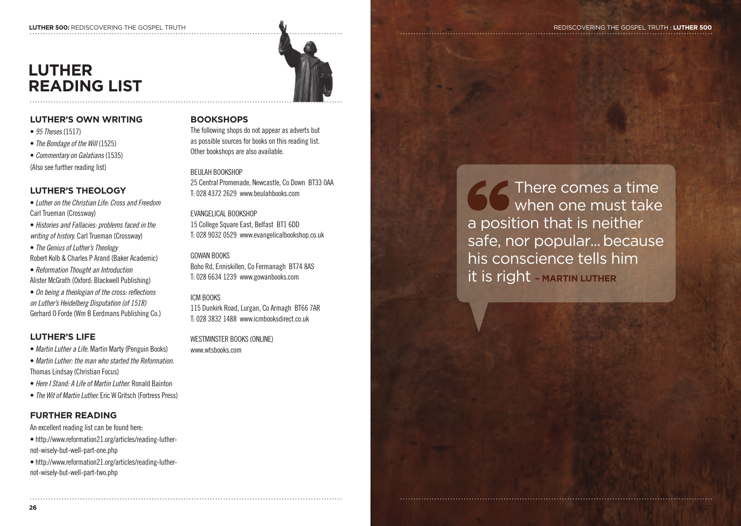# LUTHER READING LIST

## LUTHER'S OWN WRITING

- *95 Theses* (1517)
- *The Bondage of the Will* (1525)
- *Commentary on Galatians* (1535)

(Also see further reading list)

## LUTHER'S THEOLOGY

- *Luther on the Christian Life: Cross and Freedom* Carl Trueman (Crossway)
- *Histories and Fallacies: problems faced in the writing of history.* Carl Trueman (Crossway)
- *The Genius of Luther's Theology* Robert Kolb & Charles P Arand (Baker Academic)
- *Reformation Thought an Introduction* Alister McGrath (Oxford: Blackwell Publishing)
- *On being a theologian of the cross: reflections on Luther's Heidelberg Disputation (of 1518)* Gerhard O Forde (Wm B Eerdmans Publishing Co.)

## LUTHER'S LIFE

- *Martin Luther a Life.* Martin Marty (Penguin Books)
- *Martin Luther: the man who started the Reformation.* Thomas Lindsay (Christian Focus)
- *Here I Stand: A Life of Martin Luther.* Ronald Bainton
- *The Wit of Martin Luther.* Eric W Gritsch (Fortress Press)

## FURTHER READING

An excellent reading list can be found here:

- http://www.reformation21.org/articles/reading-luther-not-wisely-but-well-part-one.php
- http://www.reformation21.org/articles/reading-luther-not-wisely-but-well-part-two.php

## BOOKSHOPS

The following shops do not appear as adverts but as possible sources for books on this reading list. Other bookshops are also available.

BEULAH BOOKSHOP
25 Central Promenade, Newcastle, Co Down BT33 0AA
T: 028 4372 2629 www.beulahbooks.com

EVANGELICAL BOOKSHOP
15 College Square East, Belfast BT1 6DD
T: 028 9032 0529 www.evangelicalbookshop.co.uk

GOWAN BOOKS
Boho Rd, Enniskillen, Co Fermanagh BT74 8AS
T: 028 6634 1239 www.gowanbooks.com

ICM BOOKS
115 Dunkirk Road, Lurgan, Co Armagh BT66 7AR
T: 028 3832 1488 www.icmbooksdirect.co.uk

WESTMINSTER BOOKS (ONLINE)
www.wtsbooks.com

> There comes a time when one must take a position that is neither safe, nor popular... because his conscience tells him it is right – **MARTIN LUTHER**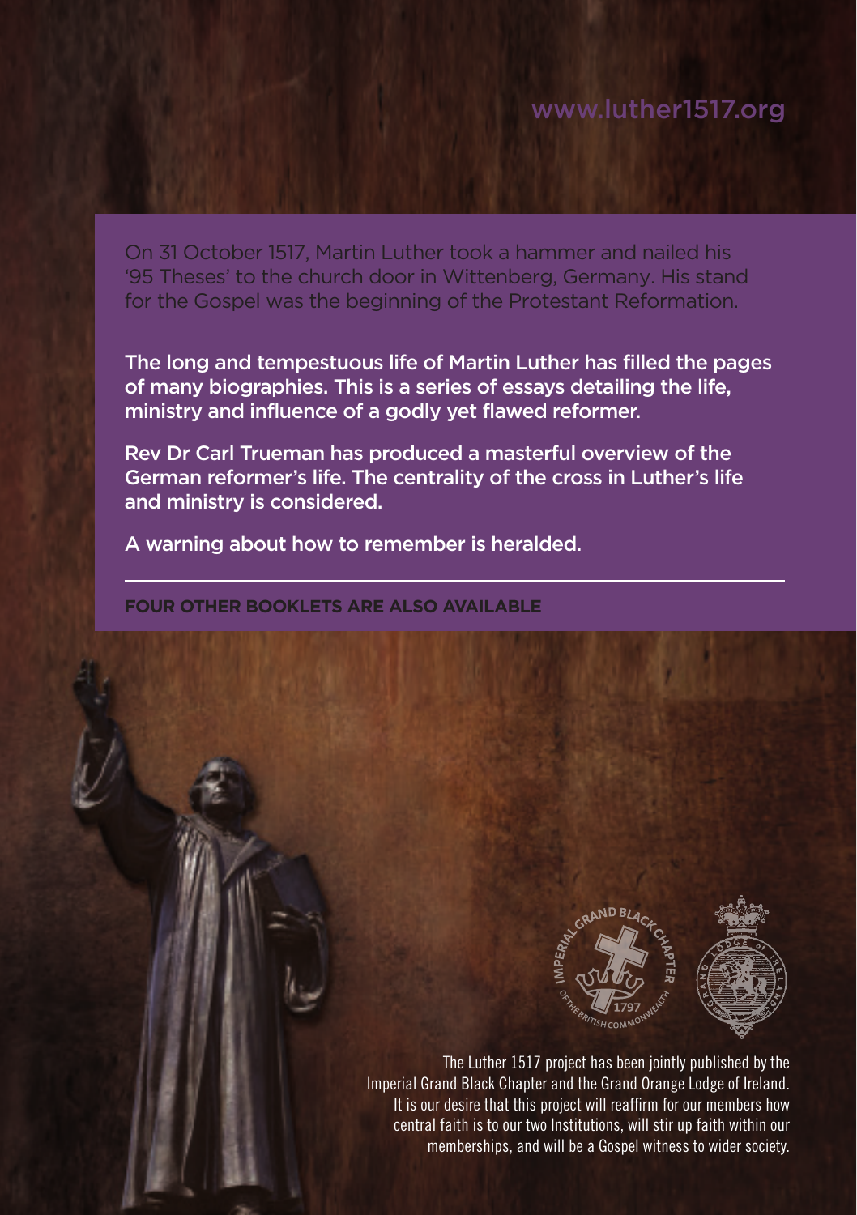www.luther1517.org

On 31 October 1517, Martin Luther took a hammer and nailed his '95 Theses' to the church door in Wittenberg, Germany. His stand for the Gospel was the beginning of the Protestant Reformation.

The long and tempestuous life of Martin Luther has filled the pages of many biographies. This is a series of essays detailing the life, ministry and influence of a godly yet flawed reformer.

Rev Dr Carl Trueman has produced a masterful overview of the German reformer's life. The centrality of the cross in Luther's life and ministry is considered.

A warning about how to remember is heralded.

**FOUR OTHER BOOKLETS ARE ALSO AVAILABLE**

The Luther 1517 project has been jointly published by the Imperial Grand Black Chapter and the Grand Orange Lodge of Ireland. It is our desire that this project will reaffirm for our members how central faith is to our two Institutions, will stir up faith within our memberships, and will be a Gospel witness to wider society.